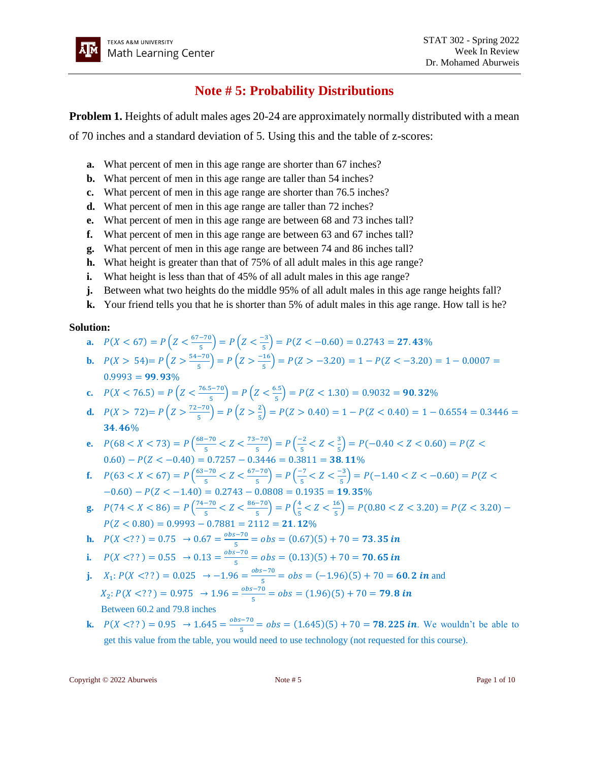# Note # 5: Probability Distributions

**Problem 1.** Heights of adult males ages 20-24 are approximately normally distributed with a mean of 70 inches and a standard deviation of 5. Using this and the table of z-scores:

- **a.** What percent of men in this age range are shorter than 67 inches?
- **b.** What percent of men in this age range are taller than 54 inches?
- **c.** What percent of men in this age range are shorter than 76.5 inches?
- **d.** What percent of men in this age range are taller than 72 inches?
- **e.** What percent of men in this age range are between 68 and 73 inches tall?
- **f.** What percent of men in this age range are between 63 and 67 inches tall?
- **g.** What percent of men in this age range are between 74 and 86 inches tall?
- **h.** What height is greater than that of 75% of all adult males in this age range?
- **i.** What height is less than that of 45% of all adult males in this age range?
- **j.** Between what two heights do the middle 95% of all adult males in this age range heights fall?
- **k.** Your friend tells you that he is shorter than 5% of adult males in this age range. How tall is he?

**Solution:**

- **a.** $P(X < 67) = P\left(Z < \frac{67-70}{5}\right) = P\left(Z < \frac{-3}{5}\right) = P(Z < -0.60) = 0.2743 = \mathbf{27.43}\%$
- **b.** $P(X > 54) = P\left(Z > \frac{54-70}{5}\right) = P\left(Z > \frac{-16}{5}\right) = P(Z > -3.20) = 1 - P(Z < -3.20) = 1 - 0.0007 = 0.9993 = \mathbf{99.93}\%$
- **c.** $P(X < 76.5) = P\left(Z < \frac{76.5-70}{5}\right) = P\left(Z < \frac{6.5}{5}\right) = P(Z < 1.30) = 0.9032 = \mathbf{90.32}\%$
- **d.** $P(X > 72) = P\left(Z > \frac{72-70}{5}\right) = P\left(Z > \frac{2}{5}\right) = P(Z > 0.40) = 1 - P(Z < 0.40) = 1 - 0.6554 = 0.3446 = \mathbf{34.46}\%$
- **e.** $P(68 < X < 73) = P\left(\frac{68-70}{5} < Z < \frac{73-70}{5}\right) = P\left(\frac{-2}{5} < Z < \frac{3}{5}\right) = P(-0.40 < Z < 0.60) = P(Z < 0.60) - P(Z < -0.40) = 0.7257 - 0.3446 = 0.3811 = \mathbf{38.11}\%$
- **f.** $P(63 < X < 67) = P\left(\frac{63-70}{5} < Z < \frac{67-70}{5}\right) = P\left(\frac{-7}{5} < Z < \frac{-3}{5}\right) = P(-1.40 < Z < -0.60) = P(Z < -0.60) - P(Z < -1.40) = 0.2743 - 0.0808 = 0.1935 = \mathbf{19.35}\%$
- **g.** $P(74 < X < 86) = P\left(\frac{74-70}{5} < Z < \frac{86-70}{5}\right) = P\left(\frac{4}{5} < Z < \frac{16}{5}\right) = P(0.80 < Z < 3.20) = P(Z < 3.20) - P(Z < 0.80) = 0.9993 - 0.7881 = 2112 = \mathbf{21.12}\%$
- **h.** $P(X < ??) = 0.75 \;\rightarrow 0.67 = \frac{obs-70}{5} = obs = (0.67)(5) + 70 = \mathbf{73.35\ in}$
- **i.** $P(X < ??) = 0.55 \;\rightarrow 0.13 = \frac{obs-70}{5} = obs = (0.13)(5) + 70 = \mathbf{70.65\ in}$
- **j.** $X_1\colon P(X < ??) = 0.025 \;\rightarrow -1.96 = \frac{obs-70}{5} = obs = (-1.96)(5) + 70 = \mathbf{60.2\ in}$ and
  $X_2\colon P(X < ??) = 0.975 \;\rightarrow 1.96 = \frac{obs-70}{5} = obs = (1.96)(5) + 70 = \mathbf{79.8\ in}$
  Between 60.2 and 79.8 inches
- **k.** $P(X < ??) = 0.95 \;\rightarrow 1.645 = \frac{obs-70}{5} = obs = (1.645)(5) + 70 = \mathbf{78.225\ in}$. We wouldn't be able to get this value from the table, you would need to use technology (not requested for this course).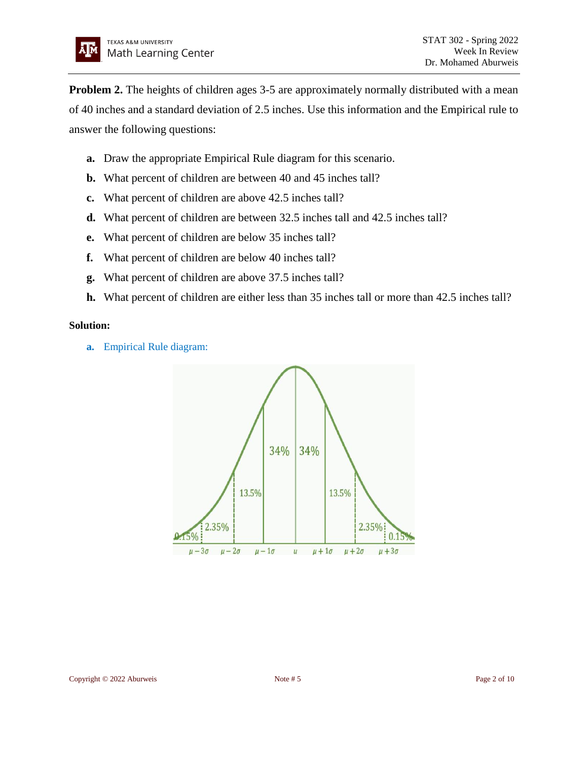**Problem 2.** The heights of children ages 3-5 are approximately normally distributed with a mean of 40 inches and a standard deviation of 2.5 inches. Use this information and the Empirical rule to answer the following questions:

**a.** Draw the appropriate Empirical Rule diagram for this scenario.

**b.** What percent of children are between 40 and 45 inches tall?

**c.** What percent of children are above 42.5 inches tall?

**d.** What percent of children are between 32.5 inches tall and 42.5 inches tall?

**e.** What percent of children are below 35 inches tall?

**f.** What percent of children are below 40 inches tall?

**g.** What percent of children are above 37.5 inches tall?

**h.** What percent of children are either less than 35 inches tall or more than 42.5 inches tall?

**Solution:**

**a.** Empirical Rule diagram:

0.15% | 2.35% | 13.5% | 34% | 34% | 13.5% | 2.35% | 0.15%

$\mu - 3\sigma$ &nbsp; $\mu - 2\sigma$ &nbsp; $\mu - 1\sigma$ &nbsp; $u$ &nbsp; $\mu + 1\sigma$ &nbsp; $\mu + 2\sigma$ &nbsp; $\mu + 3\sigma$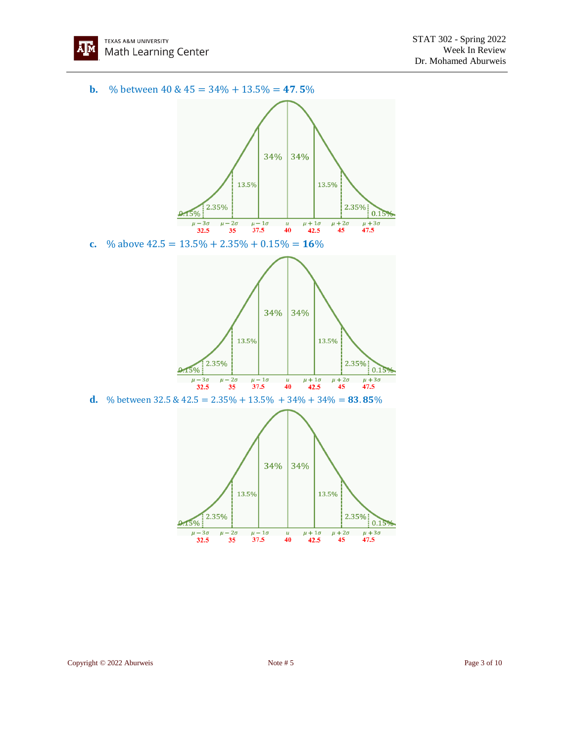**b.** % between 40 & 45 $= 34\% + 13.5\% = \mathbf{47.5}\%$

**c.** % above 42.5 $= 13.5\% + 2.35\% + 0.15\% = \mathbf{16}\%$

**d.** % between 32.5 & 42.5 $= 2.35\% + 13.5\% \ + 34\% + 34\% = \mathbf{83.85}\%$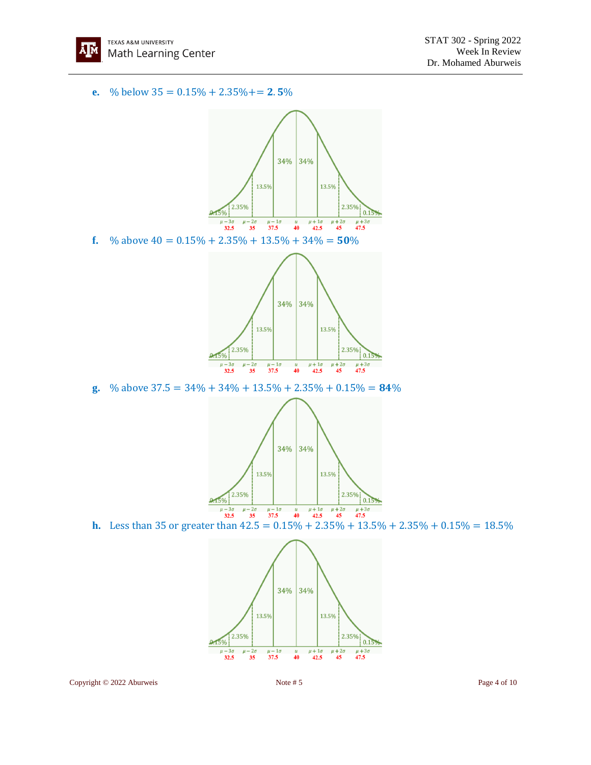**e.** $\%$ below $35 = 0.15\% + 2.35\% += \mathbf{2.5}\%$

**f.** $\%$ above $40 = 0.15\% + 2.35\% + 13.5\% + 34\% = \mathbf{50}\%$

**g.** $\%$ above $37.5 = 34\% + 34\% + 13.5\% + 2.35\% + 0.15\% = \mathbf{84}\%$

**h.** Less than 35 or greater than $42.5 = 0.15\% + 2.35\% + 13.5\% + 2.35\% + 0.15\% = 18.5\%$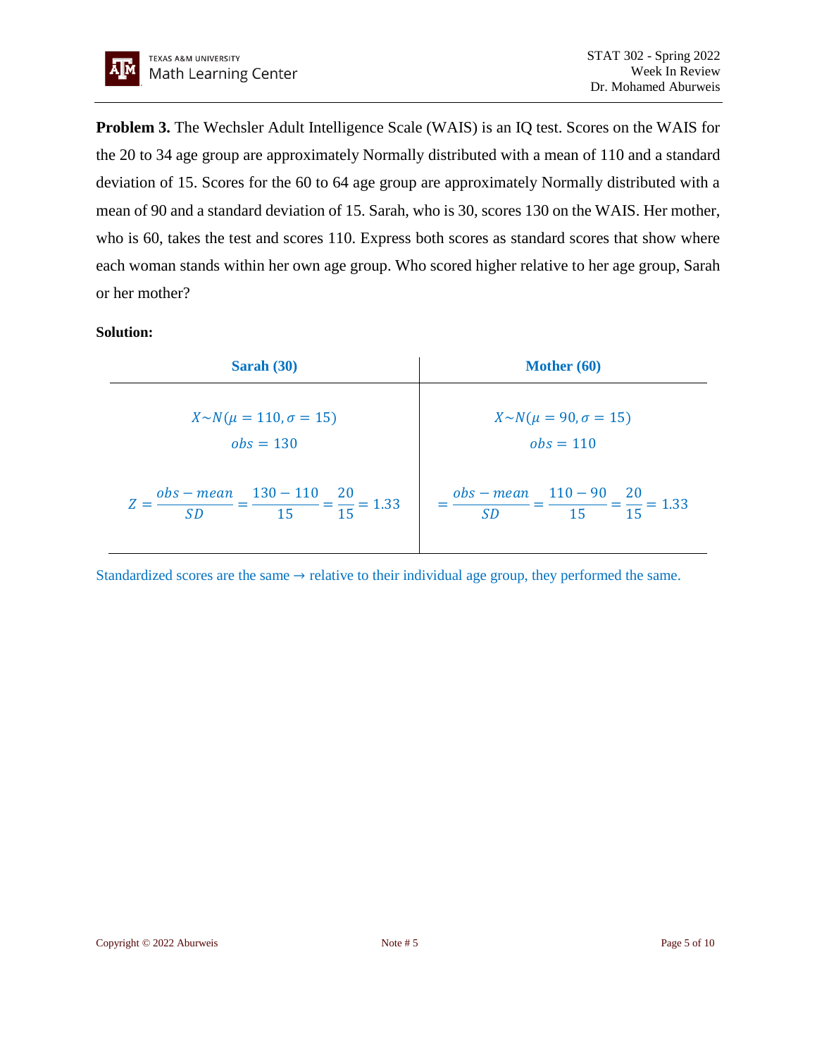**Problem 3.** The Wechsler Adult Intelligence Scale (WAIS) is an IQ test. Scores on the WAIS for the 20 to 34 age group are approximately Normally distributed with a mean of 110 and a standard deviation of 15. Scores for the 60 to 64 age group are approximately Normally distributed with a mean of 90 and a standard deviation of 15. Sarah, who is 30, scores 130 on the WAIS. Her mother, who is 60, takes the test and scores 110. Express both scores as standard scores that show where each woman stands within her own age group. Who scored higher relative to her age group, Sarah or her mother?

**Solution:**

| **Sarah (30)** | **Mother (60)** |
| --- | --- |
| $X \sim N(\mu = 110, \sigma = 15)$ <br> $obs = 130$ | $X \sim N(\mu = 90, \sigma = 15)$ <br> $obs = 110$ |
| $Z = \frac{obs - mean}{SD} = \frac{130 - 110}{15} = \frac{20}{15} = 1.33$ | $= \frac{obs - mean}{SD} = \frac{110 - 90}{15} = \frac{20}{15} = 1.33$ |

Standardized scores are the same → relative to their individual age group, they performed the same.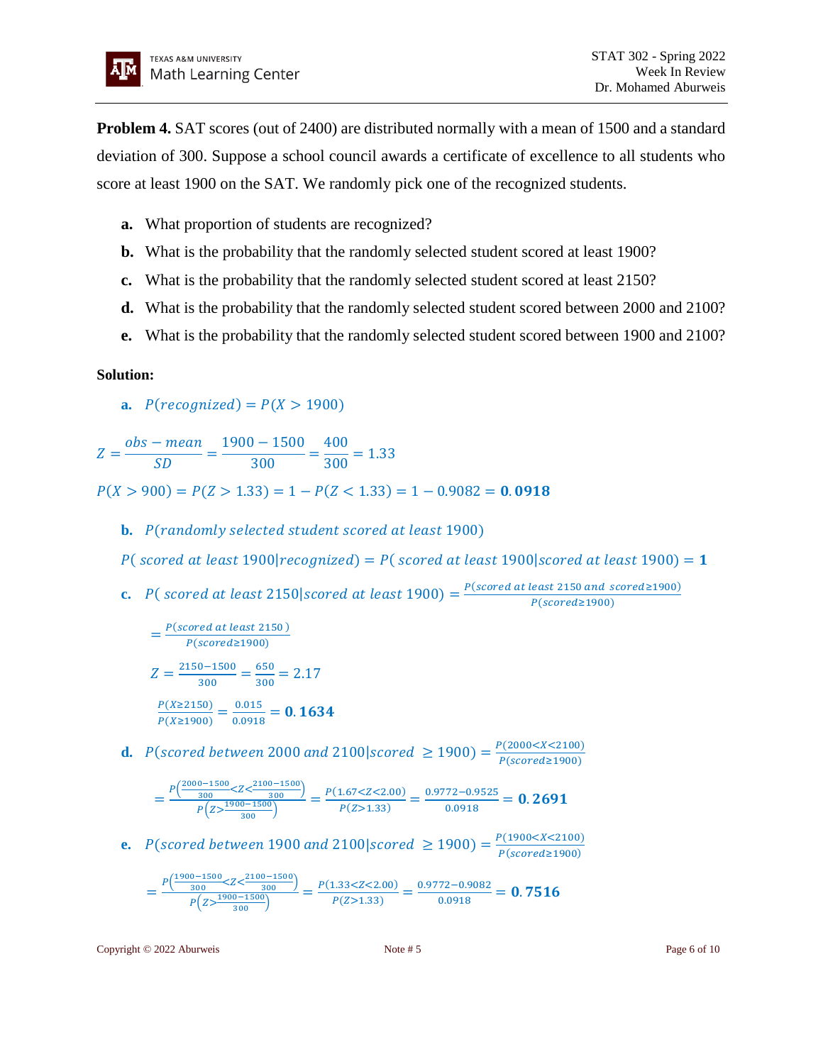**Problem 4.** SAT scores (out of 2400) are distributed normally with a mean of 1500 and a standard deviation of 300. Suppose a school council awards a certificate of excellence to all students who score at least 1900 on the SAT. We randomly pick one of the recognized students.

- **a.** What proportion of students are recognized?
- **b.** What is the probability that the randomly selected student scored at least 1900?
- **c.** What is the probability that the randomly selected student scored at least 2150?
- **d.** What is the probability that the randomly selected student scored between 2000 and 2100?
- **e.** What is the probability that the randomly selected student scored between 1900 and 2100?

**Solution:**

**a.** $P(recognized) = P(X > 1900)$

$$Z = \frac{obs - mean}{SD} = \frac{1900 - 1500}{300} = \frac{400}{300} = 1.33$$

$$P(X > 900) = P(Z > 1.33) = 1 - P(Z < 1.33) = 1 - 0.9082 = \mathbf{0.0918}$$

**b.** $P(randomly\ selected\ student\ scored\ at\ least\ 1900)$

$$P(\ scored\ at\ least\ 1900|recognized) = P(\ scored\ at\ least\ 1900|scored\ at\ least\ 1900) = \mathbf{1}$$

**c.** $P(\ scored\ at\ least\ 2150|scored\ at\ least\ 1900) = \frac{P(scored\ at\ least\ 2150\ and\ scored \geq 1900)}{P(scored \geq 1900)}$

$$= \frac{P(scored\ at\ least\ 2150\ )}{P(scored \geq 1900)}$$

$$Z = \frac{2150 - 1500}{300} = \frac{650}{300} = 2.17$$

$$\frac{P(X \geq 2150)}{P(X \geq 1900)} = \frac{0.015}{0.0918} = \mathbf{0.1634}$$

**d.** $P(scored\ between\ 2000\ and\ 2100|scored\ \geq 1900) = \frac{P(2000 < X < 2100)}{P(scored \geq 1900)}$

$$= \frac{P\left(\frac{2000-1500}{300} < Z < \frac{2100-1500}{300}\right)}{P\left(Z > \frac{1900-1500}{300}\right)} = \frac{P(1.67 < Z < 2.00)}{P(Z > 1.33)} = \frac{0.9772 - 0.9525}{0.0918} = \mathbf{0.2691}$$

**e.** $P(scored\ between\ 1900\ and\ 2100|scored\ \geq 1900) = \frac{P(1900 < X < 2100)}{P(scored \geq 1900)}$

$$= \frac{P\left(\frac{1900-1500}{300} < Z < \frac{2100-1500}{300}\right)}{P\left(Z > \frac{1900-1500}{300}\right)} = \frac{P(1.33 < Z < 2.00)}{P(Z > 1.33)} = \frac{0.9772 - 0.9082}{0.0918} = \mathbf{0.7516}$$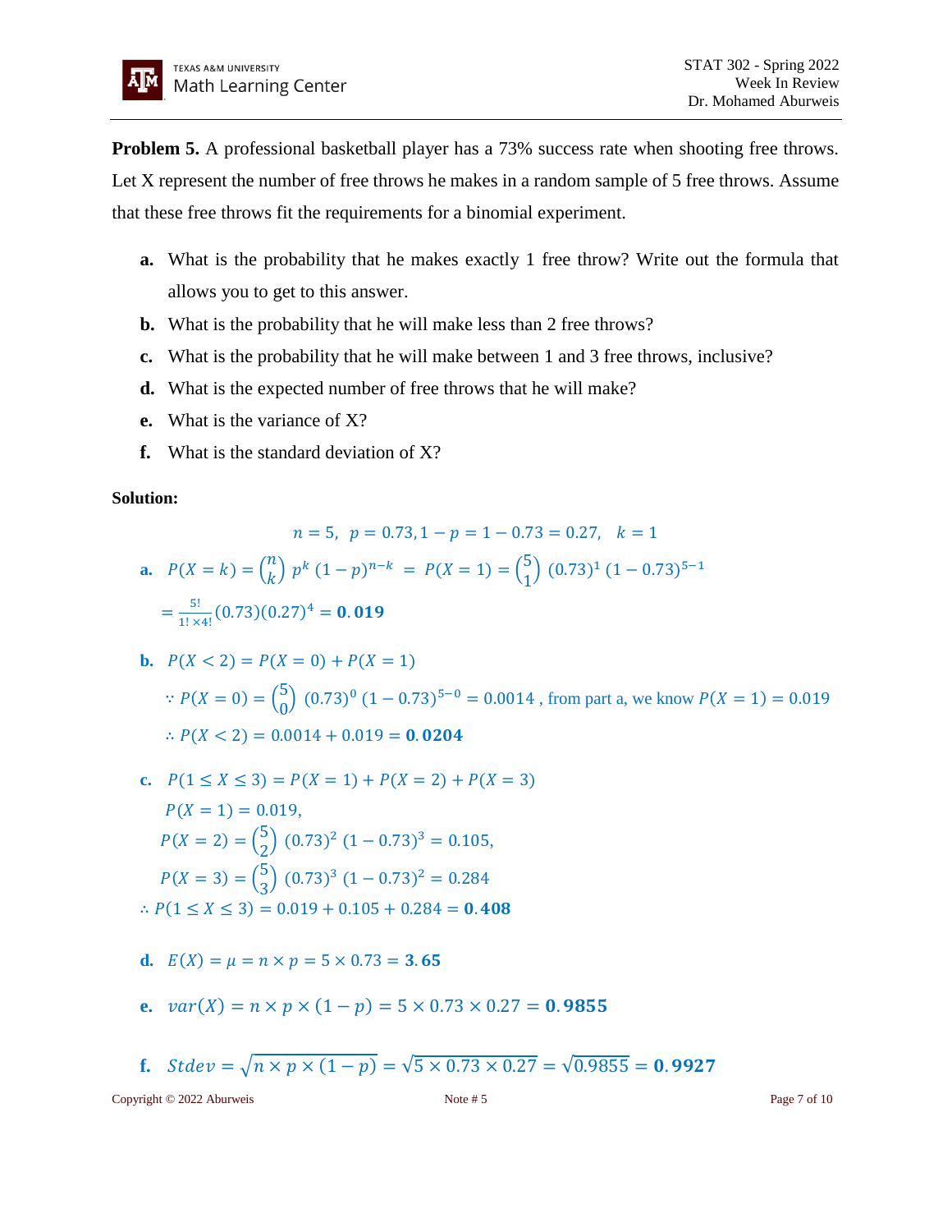**Problem 5.** A professional basketball player has a 73% success rate when shooting free throws. Let X represent the number of free throws he makes in a random sample of 5 free throws. Assume that these free throws fit the requirements for a binomial experiment.

- **a.** What is the probability that he makes exactly 1 free throw? Write out the formula that allows you to get to this answer.
- **b.** What is the probability that he will make less than 2 free throws?
- **c.** What is the probability that he will make between 1 and 3 free throws, inclusive?
- **d.** What is the expected number of free throws that he will make?
- **e.** What is the variance of X?
- **f.** What is the standard deviation of X?

**Solution:**

$$n = 5,\ \ p = 0.73, 1 - p = 1 - 0.73 = 0.27,\ \ \ k = 1$$

**a.** $P(X = k) = \binom{n}{k}\, p^k\, (1-p)^{n-k} \;=\; P(X = 1) = \binom{5}{1}\, (0.73)^1\, (1 - 0.73)^{5-1}$

$= \frac{5!}{1!\times 4!}(0.73)(0.27)^4 = \mathbf{0.019}$

**b.** $P(X < 2) = P(X = 0) + P(X = 1)$

$\because P(X = 0) = \binom{5}{0}\, (0.73)^0\, (1 - 0.73)^{5-0} = 0.0014$ , from part a, we know $P(X = 1) = 0.019$

$\therefore P(X < 2) = 0.0014 + 0.019 = \mathbf{0.0204}$

**c.** $P(1 \le X \le 3) = P(X = 1) + P(X = 2) + P(X = 3)$

$P(X = 1) = 0.019,$

$P(X = 2) = \binom{5}{2}\, (0.73)^2\, (1 - 0.73)^3 = 0.105,$

$P(X = 3) = \binom{5}{3}\, (0.73)^3\, (1 - 0.73)^2 = 0.284$

$\therefore P(1 \le X \le 3) = 0.019 + 0.105 + 0.284 = \mathbf{0.408}$

**d.** $E(X) = \mu = n \times p = 5 \times 0.73 = \mathbf{3.65}$

**e.** $var(X) = n \times p \times (1 - p) = 5 \times 0.73 \times 0.27 = \mathbf{0.9855}$

**f.** $Stdev = \sqrt{n \times p \times (1 - p)} = \sqrt{5 \times 0.73 \times 0.27} = \sqrt{0.9855} = \mathbf{0.9927}$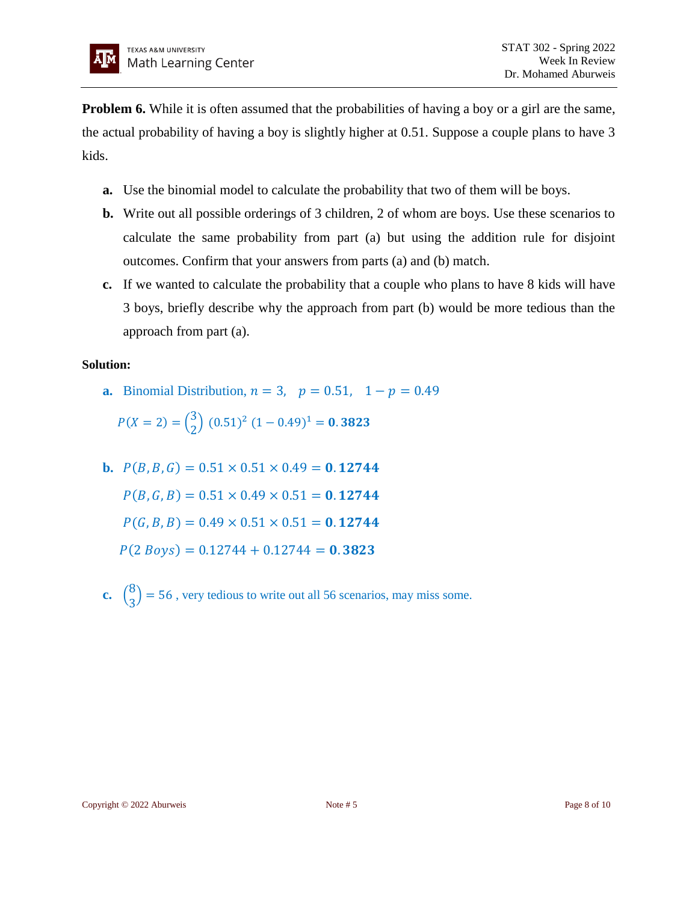**Problem 6.** While it is often assumed that the probabilities of having a boy or a girl are the same, the actual probability of having a boy is slightly higher at 0.51. Suppose a couple plans to have 3 kids.

- **a.** Use the binomial model to calculate the probability that two of them will be boys.
- **b.** Write out all possible orderings of 3 children, 2 of whom are boys. Use these scenarios to calculate the same probability from part (a) but using the addition rule for disjoint outcomes. Confirm that your answers from parts (a) and (b) match.
- **c.** If we wanted to calculate the probability that a couple who plans to have 8 kids will have 3 boys, briefly describe why the approach from part (b) would be more tedious than the approach from part (a).

**Solution:**

**a.** Binomial Distribution, $n = 3, \quad p = 0.51, \quad 1 - p = 0.49$

$$P(X = 2) = \binom{3}{2} (0.51)^2 \, (1 - 0.49)^1 = \mathbf{0.3823}$$

**b.** $P(B, B, G) = 0.51 \times 0.51 \times 0.49 = \mathbf{0.12744}$

$P(B, G, B) = 0.51 \times 0.49 \times 0.51 = \mathbf{0.12744}$

$P(G, B, B) = 0.49 \times 0.51 \times 0.51 = \mathbf{0.12744}$

$P(2 \; Boys) = 0.12744 + 0.12744 = \mathbf{0.3823}$

**c.** $\binom{8}{3} = 56$ , very tedious to write out all 56 scenarios, may miss some.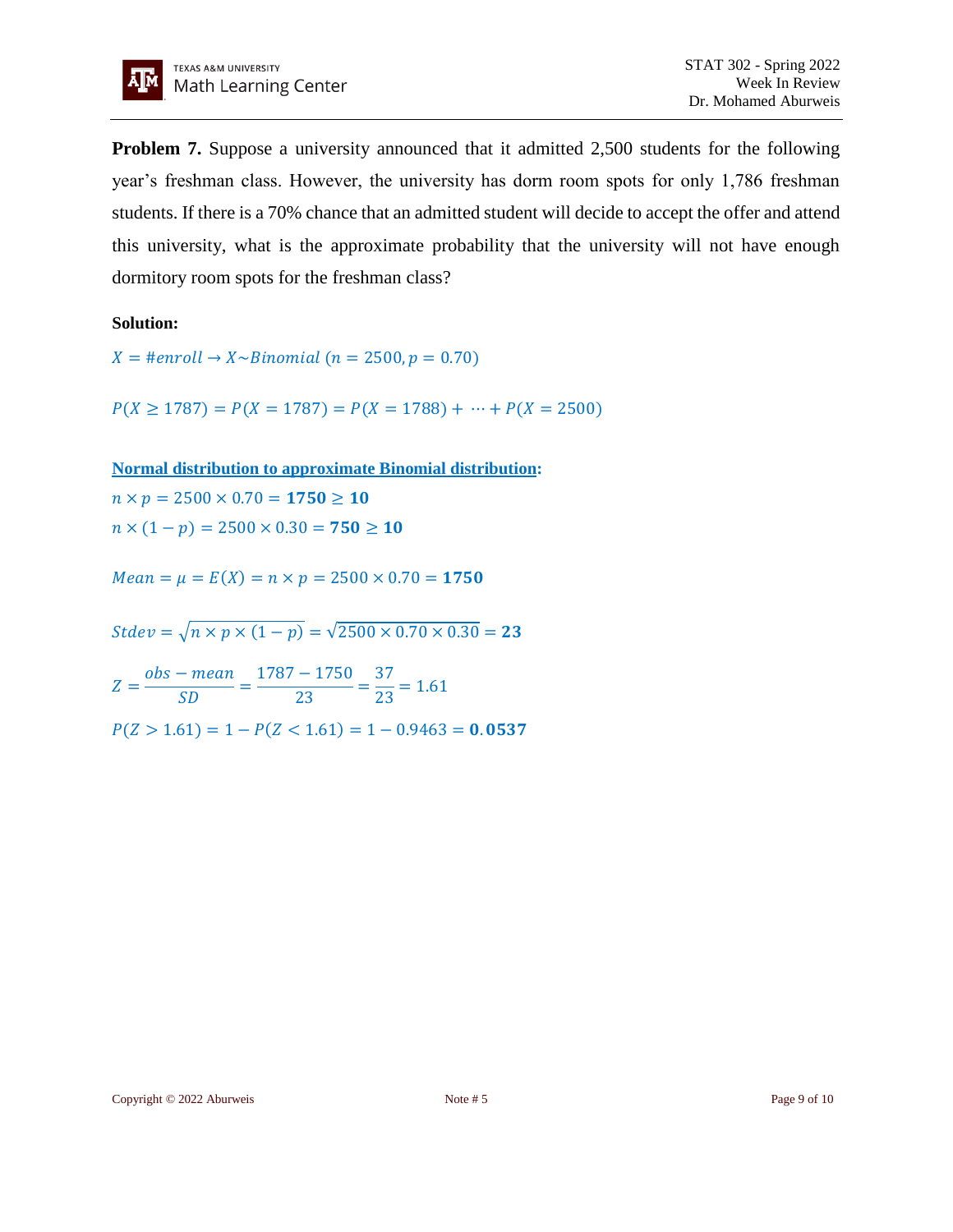**Problem 7.** Suppose a university announced that it admitted 2,500 students for the following year's freshman class. However, the university has dorm room spots for only 1,786 freshman students. If there is a 70% chance that an admitted student will decide to accept the offer and attend this university, what is the approximate probability that the university will not have enough dormitory room spots for the freshman class?

**Solution:**

$X = \#enroll \rightarrow X \sim Binomial\ (n = 2500, p = 0.70)$

$P(X \geq 1787) = P(X = 1787) = P(X = 1788) + \cdots + P(X = 2500)$

**Normal distribution to approximate Binomial distribution**:

$n \times p = 2500 \times 0.70 = \mathbf{1750} \geq \mathbf{10}$

$n \times (1 - p) = 2500 \times 0.30 = \mathbf{750} \geq \mathbf{10}$

$Mean = \mu = E(X) = n \times p = 2500 \times 0.70 = \mathbf{1750}$

$Stdev = \sqrt{n \times p \times (1 - p)} = \sqrt{2500 \times 0.70 \times 0.30} = \mathbf{23}$

$$Z = \frac{obs - mean}{SD} = \frac{1787 - 1750}{23} = \frac{37}{23} = 1.61$$

$P(Z > 1.61) = 1 - P(Z < 1.61) = 1 - 0.9463 = \mathbf{0.0537}$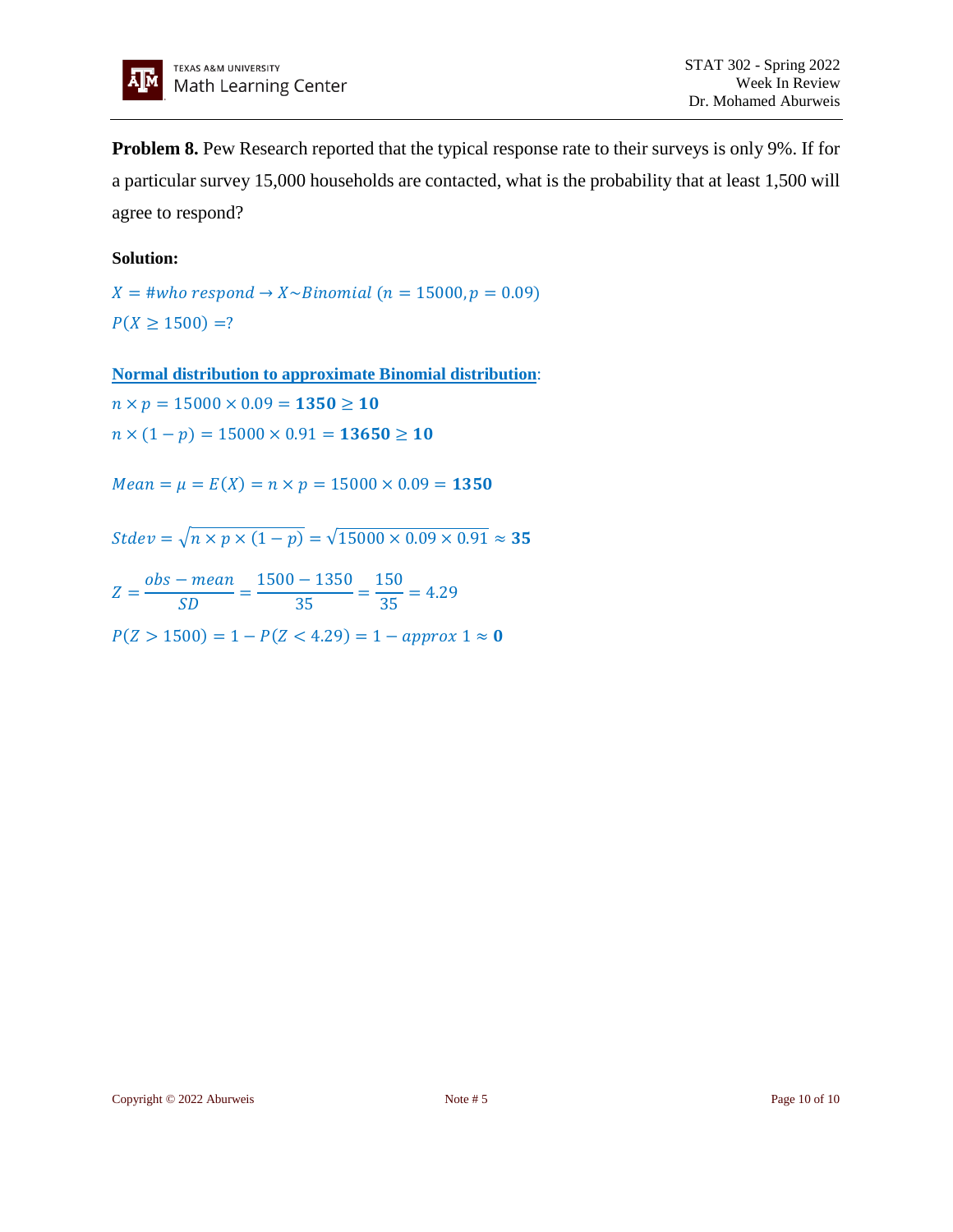**Problem 8.** Pew Research reported that the typical response rate to their surveys is only 9%. If for a particular survey 15,000 households are contacted, what is the probability that at least 1,500 will agree to respond?

**Solution:**

$X = \#who\ respond \rightarrow X \sim Binomial\ (n = 15000, p = 0.09)$

$P(X \geq 1500) = ?$

**Normal distribution to approximate Binomial distribution**:

$n \times p = 15000 \times 0.09 = \mathbf{1350 \geq 10}$

$n \times (1 - p) = 15000 \times 0.91 = \mathbf{13650 \geq 10}$

$Mean = \mu = E(X) = n \times p = 15000 \times 0.09 = \mathbf{1350}$

$Stdev = \sqrt{n \times p \times (1 - p)} = \sqrt{15000 \times 0.09 \times 0.91} \approx \mathbf{35}$

$Z = \frac{obs - mean}{SD} = \frac{1500 - 1350}{35} = \frac{150}{35} = 4.29$

$P(Z > 1500) = 1 - P(Z < 4.29) = 1 - approx\ 1 \approx \mathbf{0}$